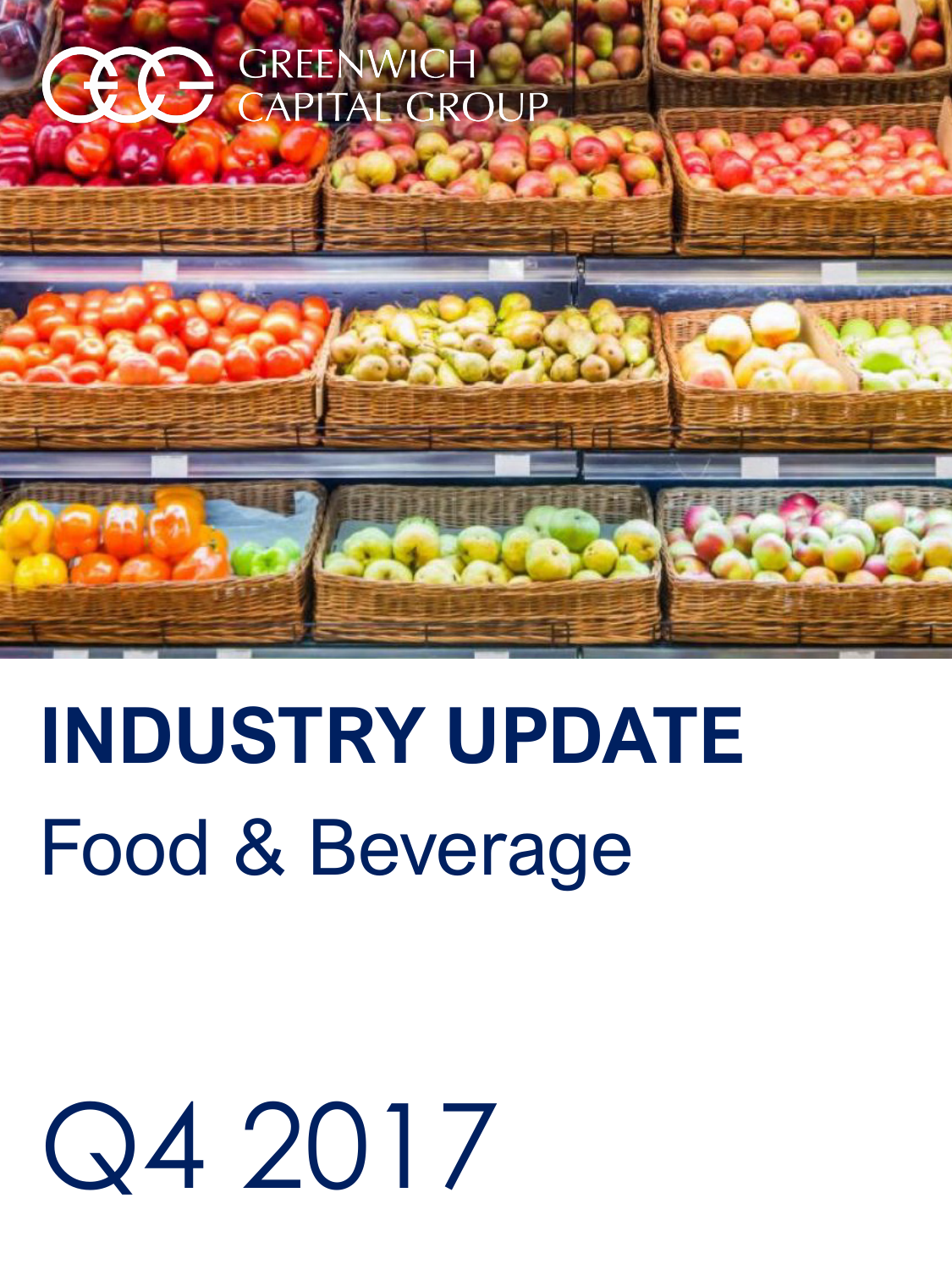GREENWICH CAPITAL GROUP

# INDUSTRY UPDATE

## Food & Beverage

# Q4 2017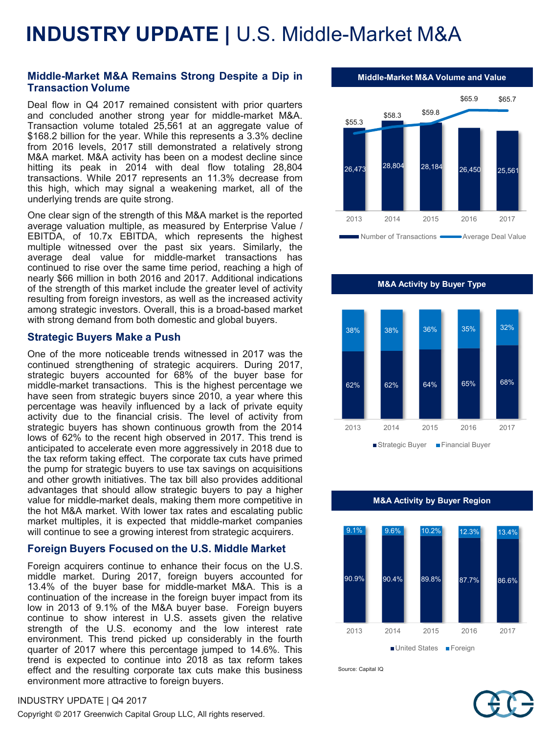# INDUSTRY UPDATE | U.S. Middle-Market M&A

## Middle-Market M&A Remains Strong Despite a Dip in Transaction Volume

Deal flow in Q4 2017 remained consistent with prior quarters and concluded another strong year for middle-market M&A. Transaction volume totaled 25,561 at an aggregate value of $168.2 billion for the year. While this represents a 3.3% decline from 2016 levels, 2017 still demonstrated a relatively strong M&A market. M&A activity has been on a modest decline since hitting its peak in 2014 with deal flow totaling 28,804 transactions. While 2017 represents an 11.3% decrease from this high, which may signal a weakening market, all of the underlying trends are quite strong.

One clear sign of the strength of this M&A market is the reported average valuation multiple, as measured by Enterprise Value / EBITDA, of 10.7x EBITDA, which represents the highest multiple witnessed over the past six years. Similarly, the average deal value for middle-market transactions has continued to rise over the same time period, reaching a high of nearly $66 million in both 2016 and 2017. Additional indications of the strength of this market include the greater level of activity resulting from foreign investors, as well as the increased activity among strategic investors. Overall, this is a broad-based market with strong demand from both domestic and global buyers.

## Strategic Buyers Make a Push

One of the more noticeable trends witnessed in 2017 was the continued strengthening of strategic acquirers. During 2017, strategic buyers accounted for 68% of the buyer base for middle-market transactions. This is the highest percentage we have seen from strategic buyers since 2010, a year where this percentage was heavily influenced by a lack of private equity activity due to the financial crisis. The level of activity from strategic buyers has shown continuous growth from the 2014 lows of 62% to the recent high observed in 2017. This trend is anticipated to accelerate even more aggressively in 2018 due to the tax reform taking effect. The corporate tax cuts have primed the pump for strategic buyers to use tax savings on acquisitions and other growth initiatives. The tax bill also provides additional advantages that should allow strategic buyers to pay a higher value for middle-market deals, making them more competitive in the hot M&A market. With lower tax rates and escalating public market multiples, it is expected that middle-market companies will continue to see a growing interest from strategic acquirers.

## Foreign Buyers Focused on the U.S. Middle Market

Foreign acquirers continue to enhance their focus on the U.S. middle market. During 2017, foreign buyers accounted for 13.4% of the buyer base for middle-market M&A. This is a continuation of the increase in the foreign buyer impact from its low in 2013 of 9.1% of the M&A buyer base. Foreign buyers continue to show interest in U.S. assets given the relative strength of the U.S. economy and the low interest rate environment. This trend picked up considerably in the fourth quarter of 2017 where this percentage jumped to 14.6%. This trend is expected to continue into 2018 as tax reform takes effect and the resulting corporate tax cuts make this business environment more attractive to foreign buyers.

**Middle-Market M&A Volume and Value**

$55.3 $58.3 $59.8 $65.9 $65.7

26,473 28,804 28,184 26,450 25,561

2013 2014 2015 2016 2017

Number of Transactions — Average Deal Value

**M&A Activity by Buyer Type**

38% 38% 36% 35% 32%

62% 62% 64% 65% 68%

2013 2014 2015 2016 2017

Strategic Buyer — Financial Buyer

**M&A Activity by Buyer Region**

9.1% 9.6% 10.2% 12.3% 13.4%

90.9% 90.4% 89.8% 87.7% 86.6%

2013 2014 2015 2016 2017

United States — Foreign

Source: Capital IQ

INDUSTRY UPDATE | Q4 2017

Copyright © 2017 Greenwich Capital Group LLC, All rights reserved.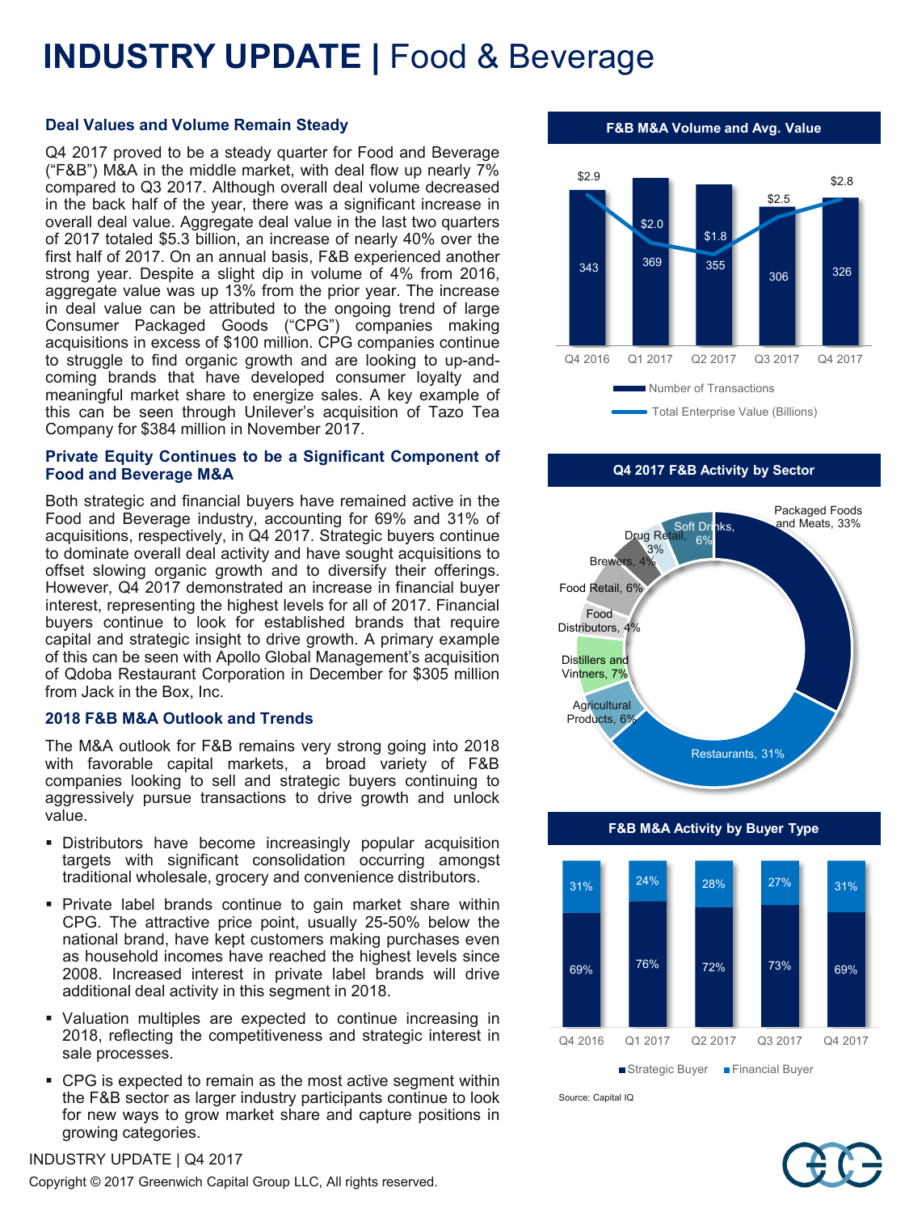# INDUSTRY UPDATE | Food & Beverage

### Deal Values and Volume Remain Steady

Q4 2017 proved to be a steady quarter for Food and Beverage ("F&B") M&A in the middle market, with deal flow up nearly 7% compared to Q3 2017. Although overall deal volume decreased in the back half of the year, there was a significant increase in overall deal value. Aggregate deal value in the last two quarters of 2017 totaled $5.3 billion, an increase of nearly 40% over the first half of 2017. On an annual basis, F&B experienced another strong year. Despite a slight dip in volume of 4% from 2016, aggregate value was up 13% from the prior year. The increase in deal value can be attributed to the ongoing trend of large Consumer Packaged Goods ("CPG") companies making acquisitions in excess of $100 million. CPG companies continue to struggle to find organic growth and are looking to up-and-coming brands that have developed consumer loyalty and meaningful market share to energize sales. A key example of this can be seen through Unilever's acquisition of Tazo Tea Company for $384 million in November 2017.

### Private Equity Continues to be a Significant Component of Food and Beverage M&A

Both strategic and financial buyers have remained active in the Food and Beverage industry, accounting for 69% and 31% of acquisitions, respectively, in Q4 2017. Strategic buyers continue to dominate overall deal activity and have sought acquisitions to offset slowing organic growth and to diversify their offerings. However, Q4 2017 demonstrated an increase in financial buyer interest, representing the highest levels for all of 2017. Financial buyers continue to look for established brands that require capital and strategic insight to drive growth. A primary example of this can be seen with Apollo Global Management's acquisition of Qdoba Restaurant Corporation in December for $305 million from Jack in the Box, Inc.

### 2018 F&B M&A Outlook and Trends

The M&A outlook for F&B remains very strong going into 2018 with favorable capital markets, a broad variety of F&B companies looking to sell and strategic buyers continuing to aggressively pursue transactions to drive growth and unlock value.

- Distributors have become increasingly popular acquisition targets with significant consolidation occurring amongst traditional wholesale, grocery and convenience distributors.
- Private label brands continue to gain market share within CPG. The attractive price point, usually 25-50% below the national brand, have kept customers making purchases even as household incomes have reached the highest levels since 2008. Increased interest in private label brands will drive additional deal activity in this segment in 2018.
- Valuation multiples are expected to continue increasing in 2018, reflecting the competitiveness and strategic interest in sale processes.
- CPG is expected to remain as the most active segment within the F&B sector as larger industry participants continue to look for new ways to grow market share and capture positions in growing categories.

**F&B M&A Volume and Avg. Value**

$2.9, $2.0, $1.8, $2.5, $2.8
343, 369, 355, 306, 326
Q4 2016, Q1 2017, Q2 2017, Q3 2017, Q4 2017
Number of Transactions
Total Enterprise Value (Billions)

**Q4 2017 F&B Activity by Sector**

Packaged Foods and Meats, 33%
Restaurants, 31%
Agricultural Products, 6%
Distillers and Vintners, 7%
Food Distributors, 4%
Food Retail, 6%
Brewers, 4%
Drug Retail, 3%
Soft Drinks, 6%

**F&B M&A Activity by Buyer Type**

31%, 24%, 28%, 27%, 31%
69%, 76%, 72%, 73%, 69%
Q4 2016, Q1 2017, Q2 2017, Q3 2017, Q4 2017
Strategic Buyer
Financial Buyer

Source: Capital IQ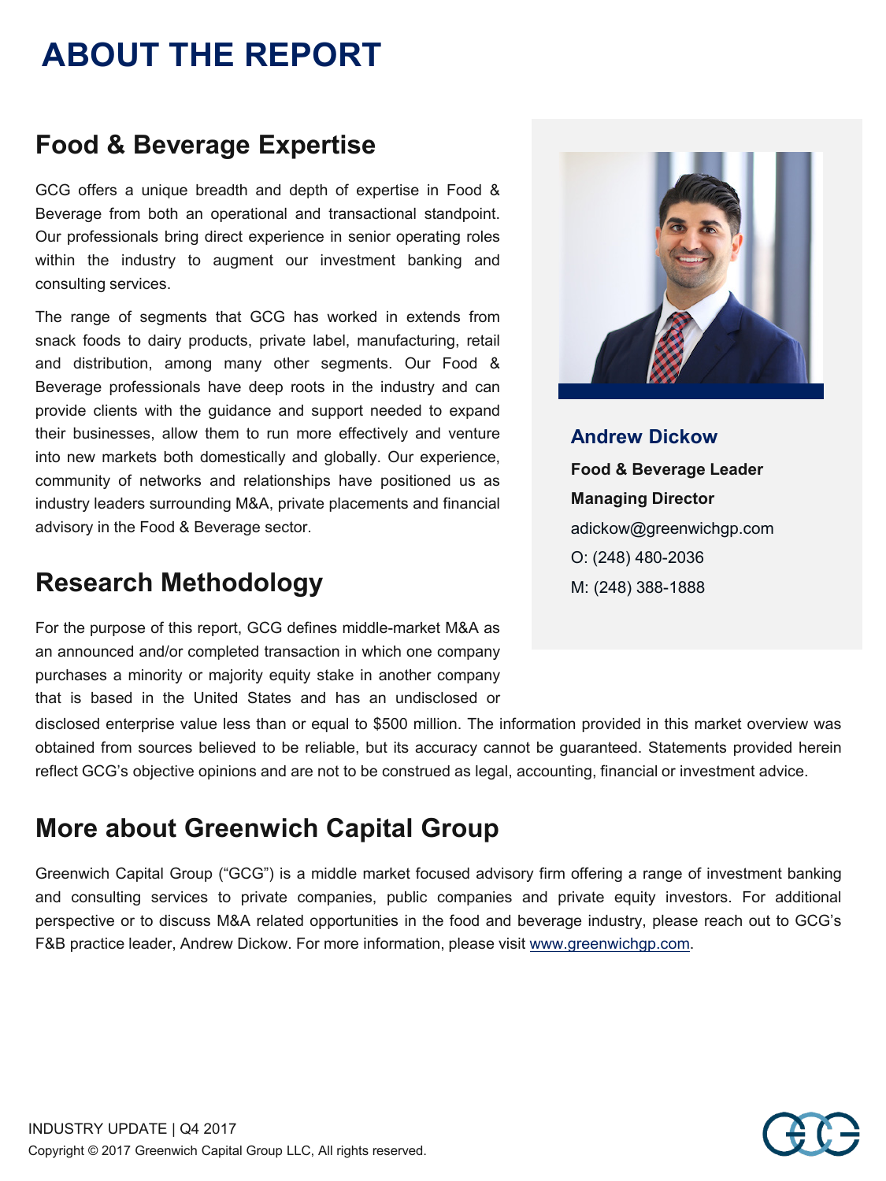# ABOUT THE REPORT

## Food & Beverage Expertise

GCG offers a unique breadth and depth of expertise in Food & Beverage from both an operational and transactional standpoint. Our professionals bring direct experience in senior operating roles within the industry to augment our investment banking and consulting services.

The range of segments that GCG has worked in extends from snack foods to dairy products, private label, manufacturing, retail and distribution, among many other segments. Our Food & Beverage professionals have deep roots in the industry and can provide clients with the guidance and support needed to expand their businesses, allow them to run more effectively and venture into new markets both domestically and globally. Our experience, community of networks and relationships have positioned us as industry leaders surrounding M&A, private placements and financial advisory in the Food & Beverage sector.

**Andrew Dickow**

**Food & Beverage Leader**

**Managing Director**

adickow@greenwichgp.com

O: (248) 480-2036

M: (248) 388-1888

## Research Methodology

For the purpose of this report, GCG defines middle-market M&A as an announced and/or completed transaction in which one company purchases a minority or majority equity stake in another company that is based in the United States and has an undisclosed or disclosed enterprise value less than or equal to $500 million. The information provided in this market overview was obtained from sources believed to be reliable, but its accuracy cannot be guaranteed. Statements provided herein reflect GCG's objective opinions and are not to be construed as legal, accounting, financial or investment advice.

## More about Greenwich Capital Group

Greenwich Capital Group ("GCG") is a middle market focused advisory firm offering a range of investment banking and consulting services to private companies, public companies and private equity investors. For additional perspective or to discuss M&A related opportunities in the food and beverage industry, please reach out to GCG's F&B practice leader, Andrew Dickow. For more information, please visit www.greenwichgp.com.